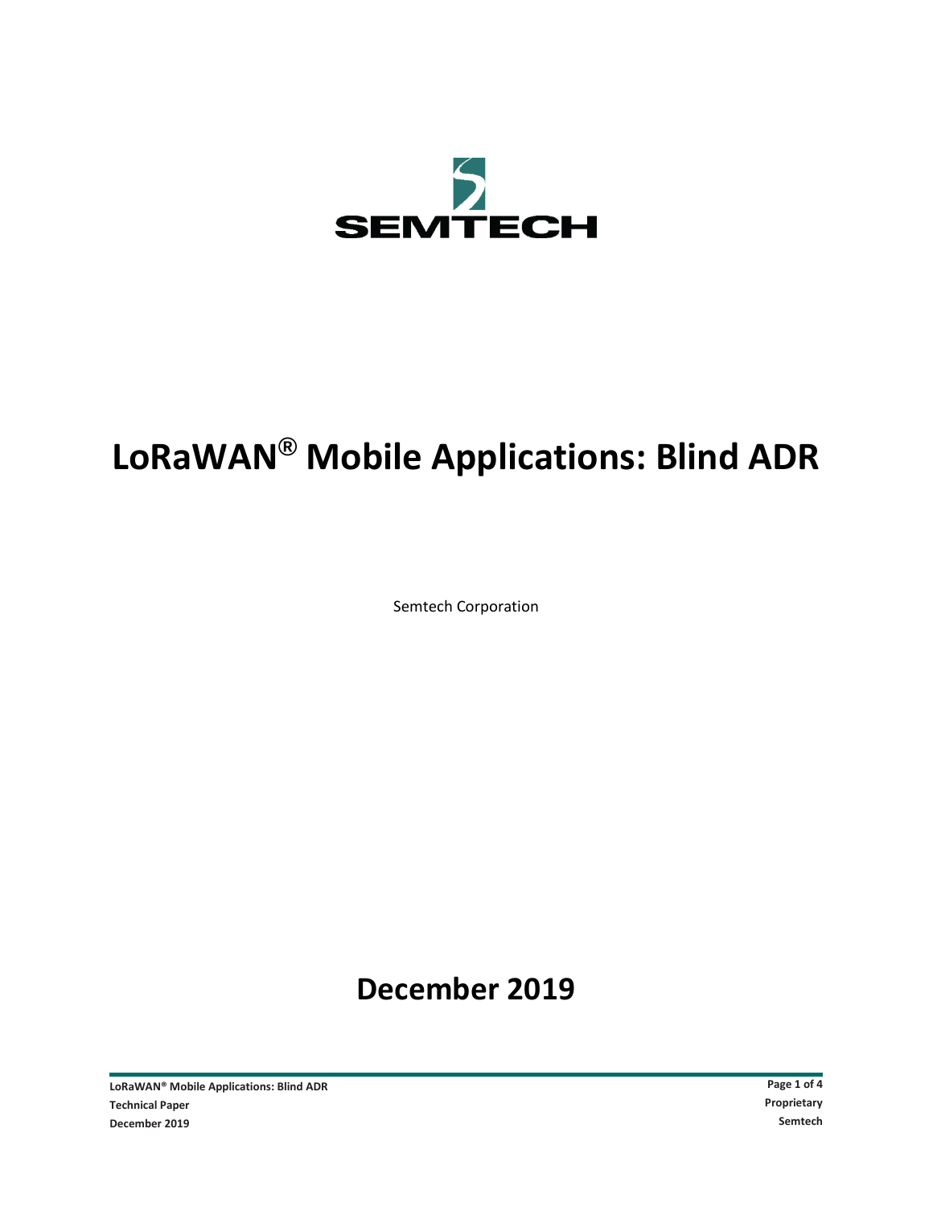SEMTECH

# LoRaWAN® Mobile Applications: Blind ADR

Semtech Corporation

## December 2019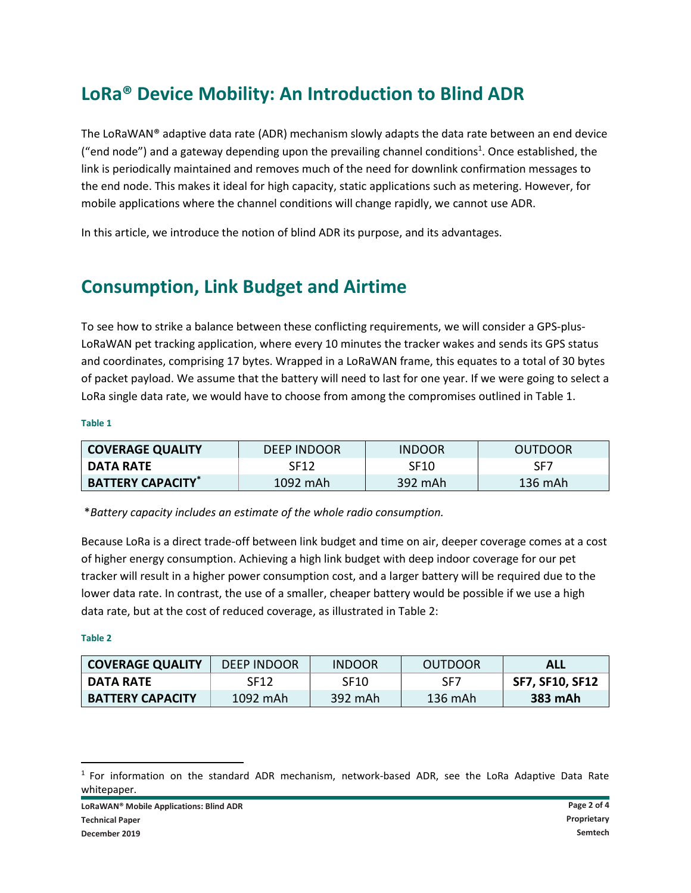## LoRa® Device Mobility: An Introduction to Blind ADR

The LoRaWAN® adaptive data rate (ADR) mechanism slowly adapts the data rate between an end device ("end node") and a gateway depending upon the prevailing channel conditions[1]. Once established, the link is periodically maintained and removes much of the need for downlink confirmation messages to the end node. This makes it ideal for high capacity, static applications such as metering. However, for mobile applications where the channel conditions will change rapidly, we cannot use ADR.

In this article, we introduce the notion of blind ADR its purpose, and its advantages.

## Consumption, Link Budget and Airtime

To see how to strike a balance between these conflicting requirements, we will consider a GPS-plus-LoRaWAN pet tracking application, where every 10 minutes the tracker wakes and sends its GPS status and coordinates, comprising 17 bytes. Wrapped in a LoRaWAN frame, this equates to a total of 30 bytes of packet payload. We assume that the battery will need to last for one year. If we were going to select a LoRa single data rate, we would have to choose from among the compromises outlined in Table 1.

**Table 1**

| **COVERAGE QUALITY** | DEEP INDOOR | INDOOR | OUTDOOR |
|---|---|---|---|
| **DATA RATE** | SF12 | SF10 | SF7 |
| **BATTERY CAPACITY*** | 1092 mAh | 392 mAh | 136 mAh |

**Battery capacity includes an estimate of the whole radio consumption.*

Because LoRa is a direct trade-off between link budget and time on air, deeper coverage comes at a cost of higher energy consumption. Achieving a high link budget with deep indoor coverage for our pet tracker will result in a higher power consumption cost, and a larger battery will be required due to the lower data rate. In contrast, the use of a smaller, cheaper battery would be possible if we use a high data rate, but at the cost of reduced coverage, as illustrated in Table 2:

**Table 2**

| **COVERAGE QUALITY** | DEEP INDOOR | INDOOR | OUTDOOR | **ALL** |
|---|---|---|---|---|
| **DATA RATE** | SF12 | SF10 | SF7 | **SF7, SF10, SF12** |
| **BATTERY CAPACITY** | 1092 mAh | 392 mAh | 136 mAh | **383 mAh** |

[1] For information on the standard ADR mechanism, network-based ADR, see the LoRa Adaptive Data Rate whitepaper.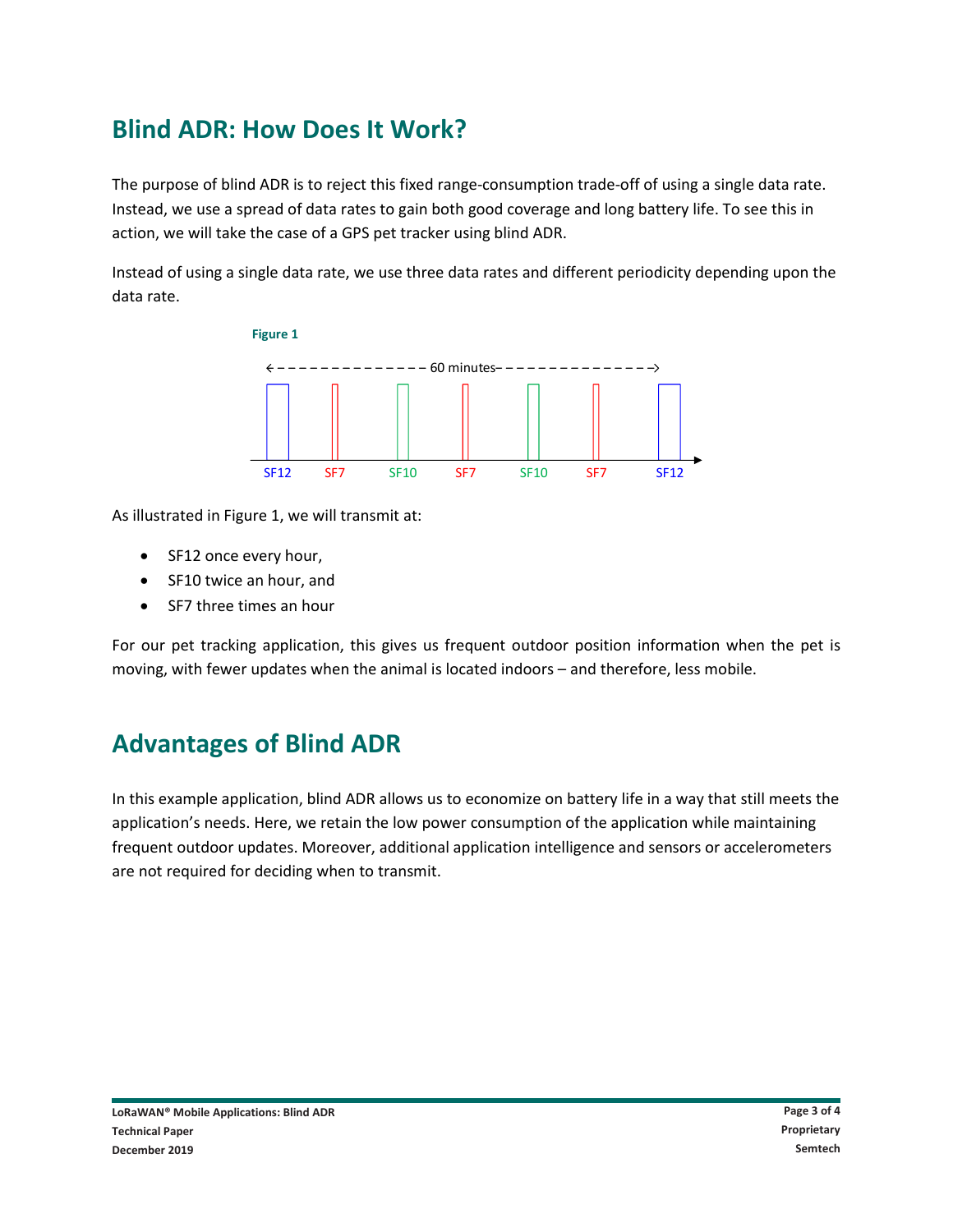## Blind ADR: How Does It Work?

The purpose of blind ADR is to reject this fixed range-consumption trade-off of using a single data rate. Instead, we use a spread of data rates to gain both good coverage and long battery life. To see this in action, we will take the case of a GPS pet tracker using blind ADR.

Instead of using a single data rate, we use three data rates and different periodicity depending upon the data rate.

**Figure 1**

60 minutes

SF12 SF7 SF10 SF7 SF10 SF7 SF12

As illustrated in Figure 1, we will transmit at:

- SF12 once every hour,
- SF10 twice an hour, and
- SF7 three times an hour

For our pet tracking application, this gives us frequent outdoor position information when the pet is moving, with fewer updates when the animal is located indoors – and therefore, less mobile.

## Advantages of Blind ADR

In this example application, blind ADR allows us to economize on battery life in a way that still meets the application's needs. Here, we retain the low power consumption of the application while maintaining frequent outdoor updates. Moreover, additional application intelligence and sensors or accelerometers are not required for deciding when to transmit.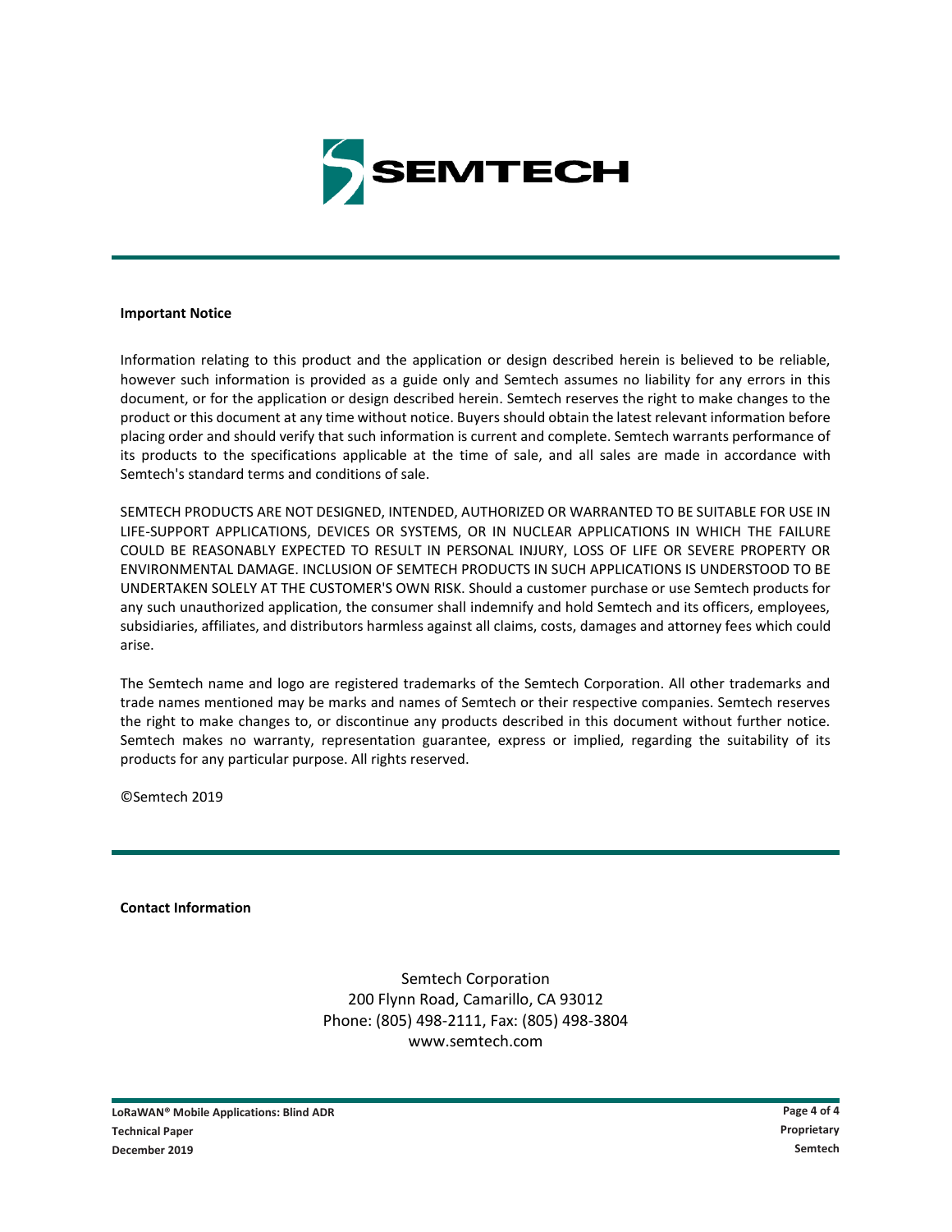SEMTECH

**Important Notice**

Information relating to this product and the application or design described herein is believed to be reliable, however such information is provided as a guide only and Semtech assumes no liability for any errors in this document, or for the application or design described herein. Semtech reserves the right to make changes to the product or this document at any time without notice. Buyers should obtain the latest relevant information before placing order and should verify that such information is current and complete. Semtech warrants performance of its products to the specifications applicable at the time of sale, and all sales are made in accordance with Semtech's standard terms and conditions of sale.

SEMTECH PRODUCTS ARE NOT DESIGNED, INTENDED, AUTHORIZED OR WARRANTED TO BE SUITABLE FOR USE IN LIFE-SUPPORT APPLICATIONS, DEVICES OR SYSTEMS, OR IN NUCLEAR APPLICATIONS IN WHICH THE FAILURE COULD BE REASONABLY EXPECTED TO RESULT IN PERSONAL INJURY, LOSS OF LIFE OR SEVERE PROPERTY OR ENVIRONMENTAL DAMAGE. INCLUSION OF SEMTECH PRODUCTS IN SUCH APPLICATIONS IS UNDERSTOOD TO BE UNDERTAKEN SOLELY AT THE CUSTOMER'S OWN RISK. Should a customer purchase or use Semtech products for any such unauthorized application, the consumer shall indemnify and hold Semtech and its officers, employees, subsidiaries, affiliates, and distributors harmless against all claims, costs, damages and attorney fees which could arise.

The Semtech name and logo are registered trademarks of the Semtech Corporation. All other trademarks and trade names mentioned may be marks and names of Semtech or their respective companies. Semtech reserves the right to make changes to, or discontinue any products described in this document without further notice. Semtech makes no warranty, representation guarantee, express or implied, regarding the suitability of its products for any particular purpose. All rights reserved.

©Semtech 2019

**Contact Information**

Semtech Corporation
200 Flynn Road, Camarillo, CA 93012
Phone: (805) 498-2111, Fax: (805) 498-3804
www.semtech.com